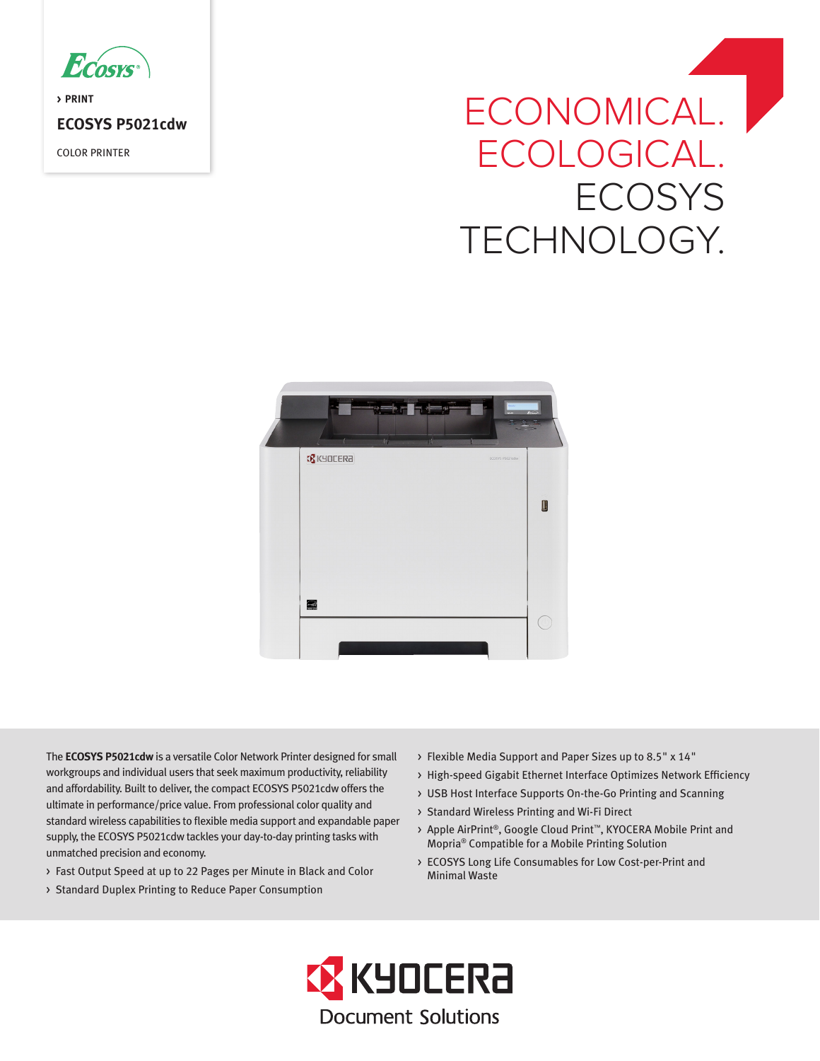> PRINT

# ECOSYS P5021cdw

COLOR PRINTER

## ECONOMICAL. ECOLOGICAL. ECOSYS TECHNOLOGY.

The **ECOSYS P5021cdw** is a versatile Color Network Printer designed for small workgroups and individual users that seek maximum productivity, reliability and affordability. Built to deliver, the compact ECOSYS P5021cdw offers the ultimate in performance/price value. From professional color quality and standard wireless capabilities to flexible media support and expandable paper supply, the ECOSYS P5021cdw tackles your day-to-day printing tasks with unmatched precision and economy.

- Fast Output Speed at up to 22 Pages per Minute in Black and Color
- Standard Duplex Printing to Reduce Paper Consumption
- Flexible Media Support and Paper Sizes up to 8.5" x 14"
- High-speed Gigabit Ethernet Interface Optimizes Network Efficiency
- USB Host Interface Supports On-the-Go Printing and Scanning
- Standard Wireless Printing and Wi-Fi Direct
- Apple AirPrint®, Google Cloud Print™, KYOCERA Mobile Print and Mopria® Compatible for a Mobile Printing Solution
- ECOSYS Long Life Consumables for Low Cost-per-Print and Minimal Waste

KYOCERA Document Solutions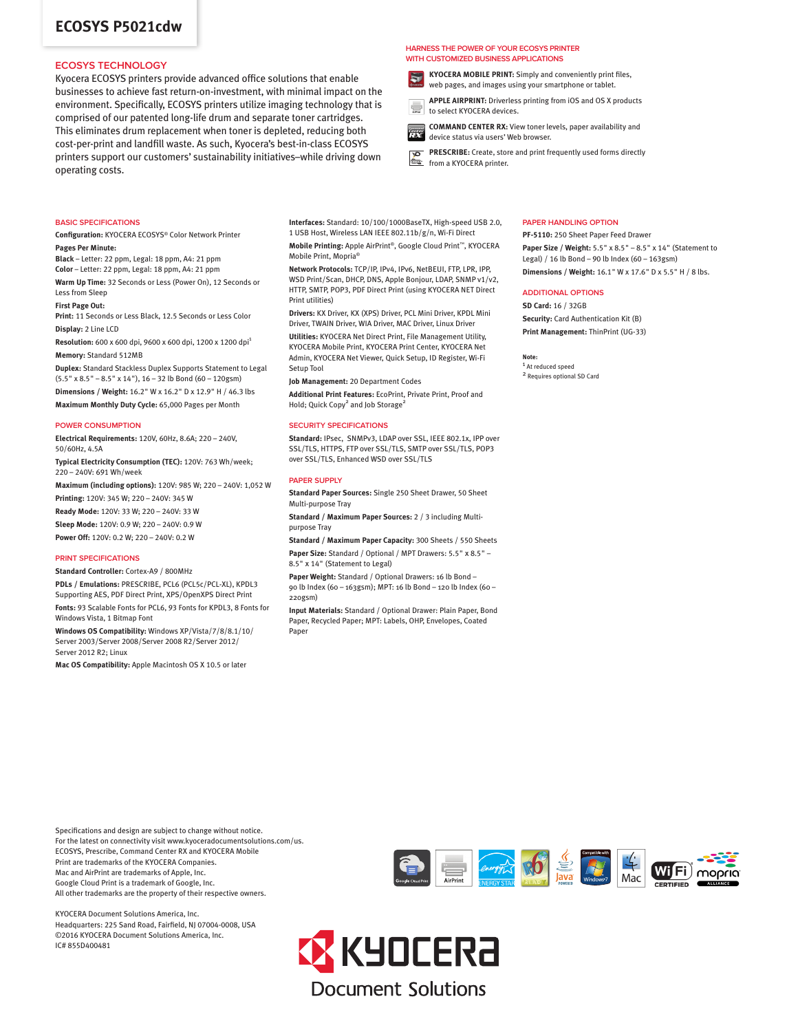# ECOSYS P5021cdw

## ECOSYS TECHNOLOGY

Kyocera ECOSYS printers provide advanced office solutions that enable businesses to achieve fast return-on-investment, with minimal impact on the environment. Specifically, ECOSYS printers utilize imaging technology that is comprised of our patented long-life drum and separate toner cartridges. This eliminates drum replacement when toner is depleted, reducing both cost-per-print and landfill waste. As such, Kyocera's best-in-class ECOSYS printers support our customers' sustainability initiatives–while driving down operating costs.

## HARNESS THE POWER OF YOUR ECOSYS PRINTER WITH CUSTOMIZED BUSINESS APPLICATIONS

**KYOCERA MOBILE PRINT:** Simply and conveniently print files, web pages, and images using your smartphone or tablet.

**APPLE AIRPRINT:** Driverless printing from iOS and OS X products to select KYOCERA devices.

**COMMAND CENTER RX:** View toner levels, paper availability and device status via users' Web browser.

**PRESCRIBE:** Create, store and print frequently used forms directly from a KYOCERA printer.

## BASIC SPECIFICATIONS

**Configuration:** KYOCERA ECOSYS® Color Network Printer

**Pages Per Minute:**
**Black** – Letter: 22 ppm, Legal: 18 ppm, A4: 21 ppm
**Color** – Letter: 22 ppm, Legal: 18 ppm, A4: 21 ppm

**Warm Up Time:** 32 Seconds or Less (Power On), 12 Seconds or Less from Sleep

**First Page Out:**
**Print:** 11 Seconds or Less Black, 12.5 Seconds or Less Color

**Display:** 2 Line LCD

**Resolution:** 600 x 600 dpi, 9600 x 600 dpi, 1200 x 1200 dpi[1]

**Memory:** Standard 512MB

**Duplex:** Standard Stackless Duplex Supports Statement to Legal (5.5" x 8.5" – 8.5" x 14"), 16 – 32 lb Bond (60 – 120gsm)

**Dimensions / Weight:** 16.2" W x 16.2" D x 12.9" H / 46.3 lbs

**Maximum Monthly Duty Cycle:** 65,000 Pages per Month

## POWER CONSUMPTION

**Electrical Requirements:** 120V, 60Hz, 8.6A; 220 – 240V, 50/60Hz, 4.5A

**Typical Electricity Consumption (TEC):** 120V: 763 Wh/week; 220 – 240V: 691 Wh/week

**Maximum (including options):** 120V: 985 W; 220 – 240V: 1,052 W

**Printing:** 120V: 345 W; 220 – 240V: 345 W

**Ready Mode:** 120V: 33 W; 220 – 240V: 33 W

**Sleep Mode:** 120V: 0.9 W; 220 – 240V: 0.9 W

**Power Off:** 120V: 0.2 W; 220 – 240V: 0.2 W

## PRINT SPECIFICATIONS

**Standard Controller:** Cortex-A9 / 800MHz

**PDLs / Emulations:** PRESCRIBE, PCL6 (PCL5c/PCL-XL), KPDL3 Supporting AES, PDF Direct Print, XPS/OpenXPS Direct Print

**Fonts:** 93 Scalable Fonts for PCL6, 93 Fonts for KPDL3, 8 Fonts for Windows Vista, 1 Bitmap Font

**Windows OS Compatibility:** Windows XP/Vista/7/8/8.1/10/ Server 2003/Server 2008/Server 2008 R2/Server 2012/ Server 2012 R2; Linux

**Mac OS Compatibility:** Apple Macintosh OS X 10.5 or later

**Interfaces:** Standard: 10/100/1000BaseTX, High-speed USB 2.0, 1 USB Host, Wireless LAN IEEE 802.11b/g/n, Wi-Fi Direct

**Mobile Printing:** Apple AirPrint®, Google Cloud Print™, KYOCERA Mobile Print, Mopria®

**Network Protocols:** TCP/IP, IPv4, IPv6, NetBEUI, FTP, LPR, IPP, WSD Print/Scan, DHCP, DNS, Apple Bonjour, LDAP, SNMP v1/v2, HTTP, SMTP, POP3, PDF Direct Print (using KYOCERA NET Direct Print utilities)

**Drivers:** KX Driver, KX (XPS) Driver, PCL Mini Driver, KPDL Mini Driver, TWAIN Driver, WIA Driver, MAC Driver, Linux Driver

**Utilities:** KYOCERA Net Direct Print, File Management Utility, KYOCERA Mobile Print, KYOCERA Print Center, KYOCERA Net Admin, KYOCERA Net Viewer, Quick Setup, ID Register, Wi-Fi Setup Tool

**Job Management:** 20 Department Codes

**Additional Print Features:** EcoPrint, Private Print, Proof and Hold; Quick Copy[2] and Job Storage[2]

## SECURITY SPECIFICATIONS

**Standard:** IPsec, SNMPv3, LDAP over SSL, IEEE 802.1x, IPP over SSL/TLS, HTTPS, FTP over SSL/TLS, SMTP over SSL/TLS, POP3 over SSL/TLS, Enhanced WSD over SSL/TLS

## PAPER SUPPLY

**Standard Paper Sources:** Single 250 Sheet Drawer, 50 Sheet Multi-purpose Tray

**Standard / Maximum Paper Sources:** 2 / 3 including Multi-purpose Tray

**Standard / Maximum Paper Capacity:** 300 Sheets / 550 Sheets

**Paper Size:** Standard / Optional / MPT Drawers: 5.5" x 8.5" – 8.5" x 14" (Statement to Legal)

**Paper Weight:** Standard / Optional Drawers: 16 lb Bond – 90 lb Index (60 – 163gsm); MPT: 16 lb Bond – 120 lb Index (60 – 220gsm)

**Input Materials:** Standard / Optional Drawer: Plain Paper, Bond Paper, Recycled Paper; MPT: Labels, OHP, Envelopes, Coated Paper

## PAPER HANDLING OPTION

**PF-5110:** 250 Sheet Paper Feed Drawer

**Paper Size / Weight:** 5.5" x 8.5" – 8.5" x 14" (Statement to Legal) / 16 lb Bond – 90 lb Index (60 – 163gsm)

**Dimensions / Weight:** 16.1" W x 17.6" D x 5.5" H / 8 lbs.

## ADDITIONAL OPTIONS

**SD Card:** 16 / 32GB

**Security:** Card Authentication Kit (B)

**Print Management:** ThinPrint (UG-33)

**Note:**
[1] At reduced speed
[2] Requires optional SD Card

Specifications and design are subject to change without notice.
For the latest on connectivity visit www.kyoceradocumentsolutions.com/us.
ECOSYS, Prescribe, Command Center RX and KYOCERA Mobile Print are trademarks of the KYOCERA Companies.
Mac and AirPrint are trademarks of Apple, Inc.
Google Cloud Print is a trademark of Google, Inc.
All other trademarks are the property of their respective owners.

KYOCERA Document Solutions America, Inc.
Headquarters: 225 Sand Road, Fairfield, NJ 07004-0008, USA
©2016 KYOCERA Document Solutions America, Inc.
IC# 855D400481

KYOCERA Document Solutions